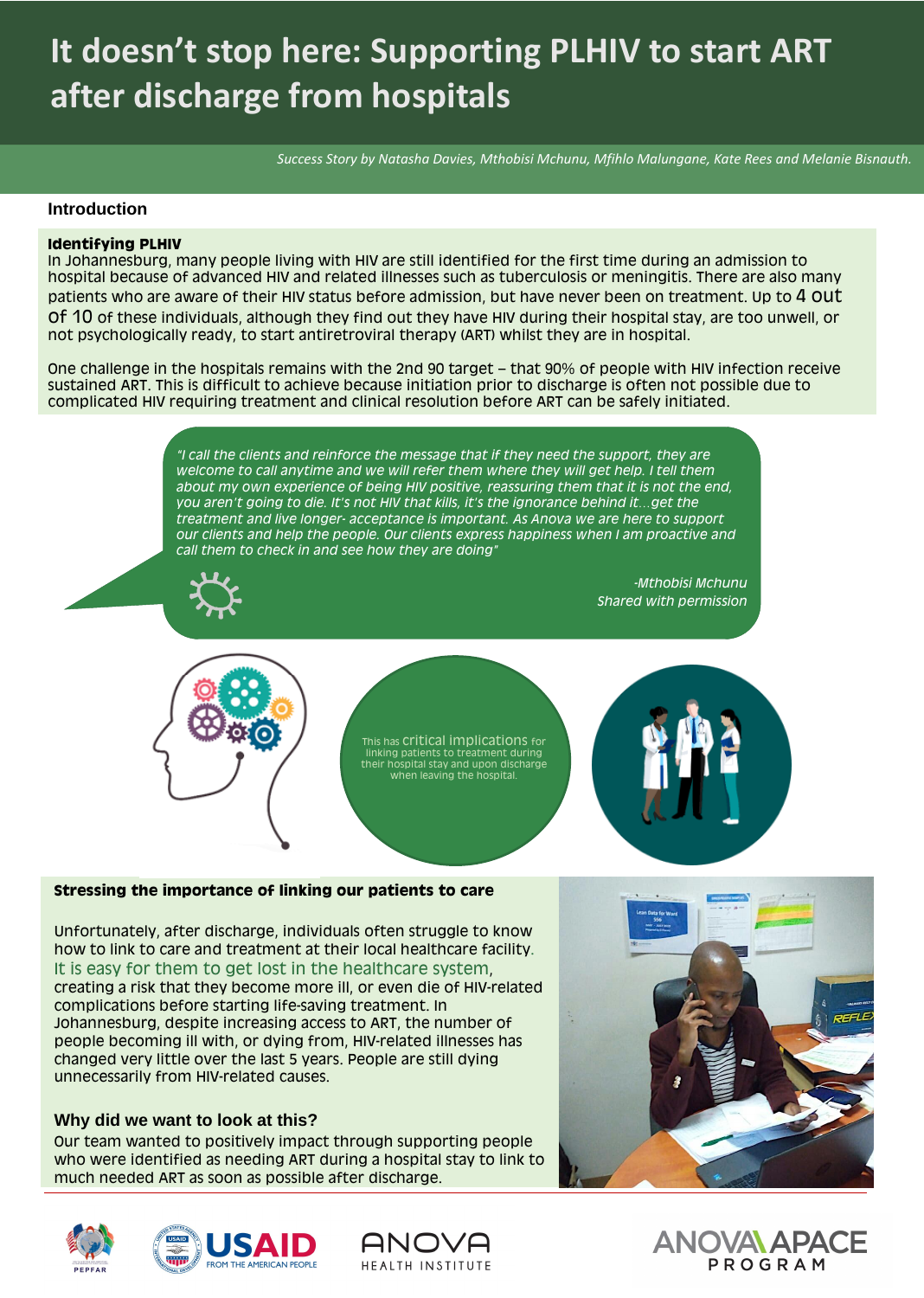# It doesn't stop here: Supporting PLHIV to start ART after discharge from hospitals

*Success Story by Natasha Davies, Mthobisi Mchunu, Mfihlo Malungane, Kate Rees and Melanie Bisnauth.*

## Introduction

**Identifying PLHIV**

In Johannesburg, many people living with HIV are still identified for the first time during an admission to hospital because of advanced HIV and related illnesses such as tuberculosis or meningitis. There are also many patients who are aware of their HIV status before admission, but have never been on treatment. Up to 4 out of 10 of these individuals, although they find out they have HIV during their hospital stay, are too unwell, or not psychologically ready, to start antiretroviral therapy (ART) whilst they are in hospital.

One challenge in the hospitals remains with the 2nd 90 target – that 90% of people with HIV infection receive sustained ART. This is difficult to achieve because initiation prior to discharge is often not possible due to complicated HIV requiring treatment and clinical resolution before ART can be safely initiated.

*"I call the clients and reinforce the message that if they need the support, they are welcome to call anytime and we will refer them where they will get help. I tell them about my own experience of being HIV positive, reassuring them that it is not the end, you aren't going to die. It's not HIV that kills, it's the ignorance behind it…get the treatment and live longer- acceptance is important. As Anova we are here to support our clients and help the people. Our clients express happiness when I am proactive and call them to check in and see how they are doing"*

*-Mthobisi Mchunu*
*Shared with permission*

This has critical implications for linking patients to treatment during their hospital stay and upon discharge when leaving the hospital.

**Stressing the importance of linking our patients to care**

Unfortunately, after discharge, individuals often struggle to know how to link to care and treatment at their local healthcare facility. It is easy for them to get lost in the healthcare system, creating a risk that they become more ill, or even die of HIV-related complications before starting life-saving treatment. In Johannesburg, despite increasing access to ART, the number of people becoming ill with, or dying from, HIV-related illnesses has changed very little over the last 5 years. People are still dying unnecessarily from HIV-related causes.

### Why did we want to look at this?

Our team wanted to positively impact through supporting people who were identified as needing ART during a hospital stay to link to much needed ART as soon as possible after discharge.

PEPFAR | USAID FROM THE AMERICAN PEOPLE | ANOVA HEALTH INSTITUTE | ANOVA APACE PROGRAM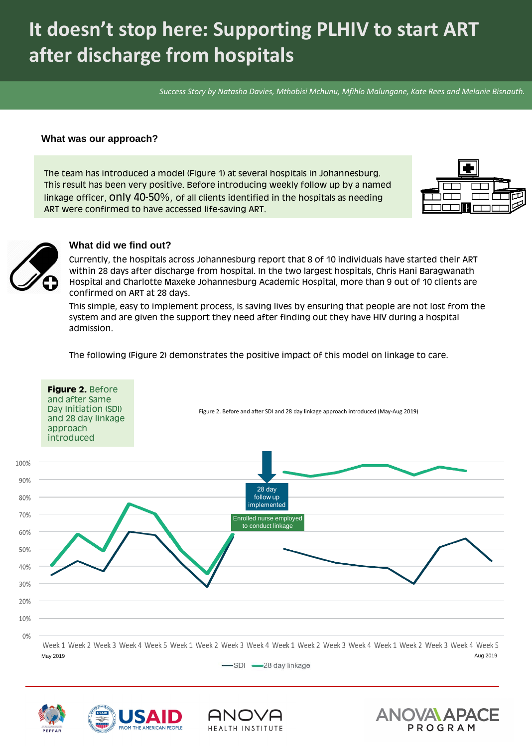# It doesn't stop here: Supporting PLHIV to start ART after discharge from hospitals

*Success Story by Natasha Davies, Mthobisi Mchunu, Mfihlo Malungane, Kate Rees and Melanie Bisnauth.*

### What was our approach?

The team has introduced a model (Figure 1) at several hospitals in Johannesburg. This result has been very positive. Before introducing weekly follow up by a named linkage officer, only 40-50%, of all clients identified in the hospitals as needing ART were confirmed to have accessed life-saving ART.

### What did we find out?

Currently, the hospitals across Johannesburg report that 8 of 10 individuals have started their ART within 28 days after discharge from hospital. In the two largest hospitals, Chris Hani Baragwanath Hospital and Charlotte Maxeke Johannesburg Academic Hospital, more than 9 out of 10 clients are confirmed on ART at 28 days.

This simple, easy to implement process, is saving lives by ensuring that people are not lost from the system and are given the support they need after finding out they have HIV during a hospital admission.

The following (Figure 2) demonstrates the positive impact of this model on linkage to care.

**Figure 2.** Before and after Same Day Initiation (SDI) and 28 day linkage approach introduced

Figure 2. Before and after SDI and 28 day linkage approach introduced (May-Aug 2019)

28 day follow up implemented

Enrolled nurse employed to conduct linkage

Week 1 Week 2 Week 3 Week 4 Week 5 Week 1 Week 2 Week 3 Week 4 Week 1 Week 2 Week 3 Week 4 Week 1 Week 2 Week 3 Week 4 Week 5

May 2019 — Aug 2019

SDI — 28 day linkage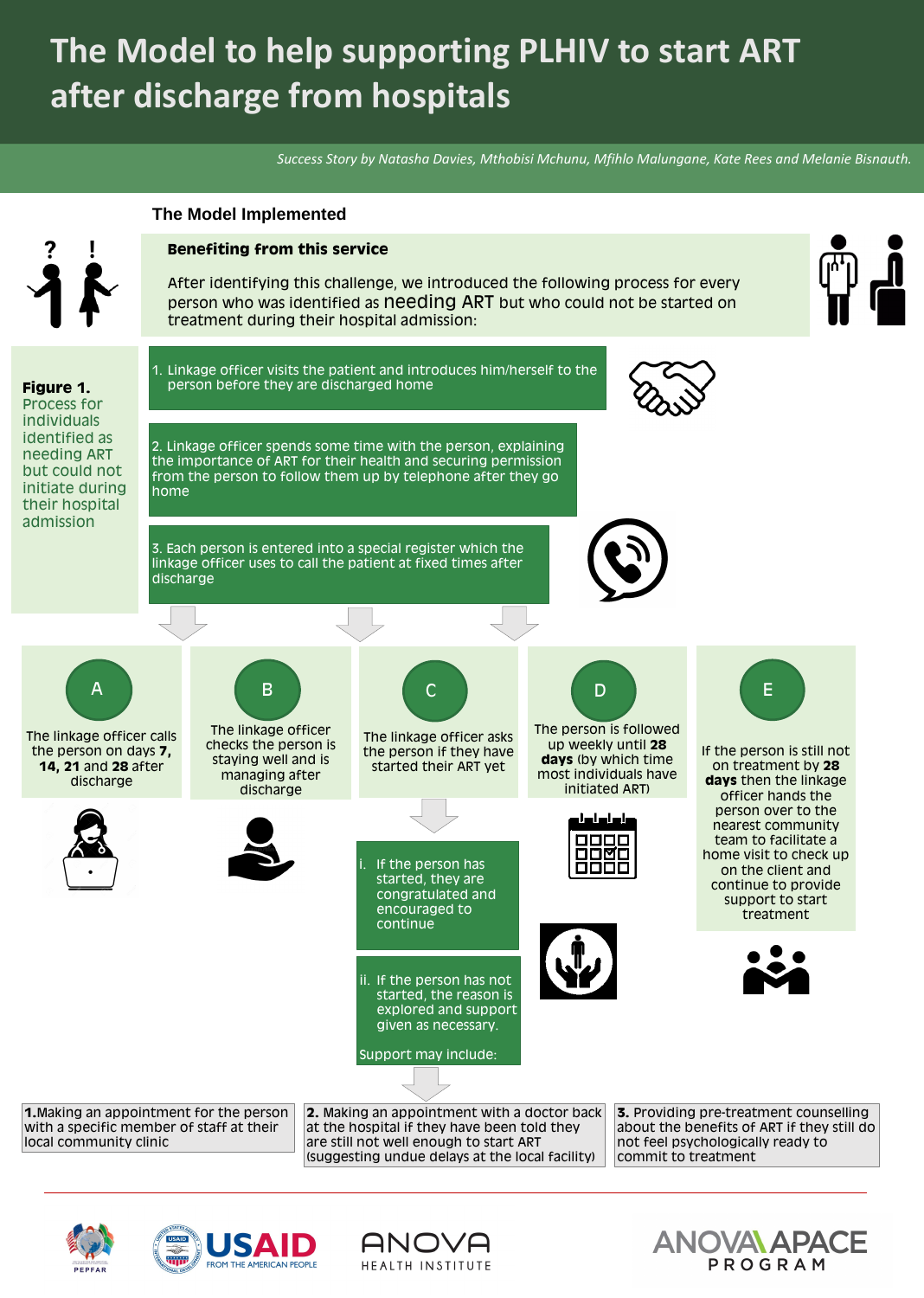# The Model to help supporting PLHIV to start ART after discharge from hospitals

*Success Story by Natasha Davies, Mthobisi Mchunu, Mfihlo Malungane, Kate Rees and Melanie Bisnauth.*

## The Model Implemented

### Benefiting from this service

After identifying this challenge, we introduced the following process for every person who was identified as needing ART but who could not be started on treatment during their hospital admission:

**Figure 1.** Process for individuals identified as needing ART but could not initiate during their hospital admission

1. Linkage officer visits the patient and introduces him/herself to the person before they are discharged home
2. Linkage officer spends some time with the person, explaining the importance of ART for their health and securing permission from the person to follow them up by telephone after they go home
3. Each person is entered into a special register which the linkage officer uses to call the patient at fixed times after discharge

**A** — The linkage officer calls the person on days **7**, **14**, **21** and **28** after discharge

**B** — The linkage officer checks the person is staying well and is managing after discharge

**C** — The linkage officer asks the person if they have started their ART yet

- i. If the person has started, they are congratulated and encouraged to continue
- ii. If the person has not started, the reason is explored and support given as necessary.

Support may include:

**D** — The person is followed up weekly until **28 days** (by which time most individuals have initiated ART)

**E** — If the person is still not on treatment by **28 days** then the linkage officer hands the person over to the nearest community team to facilitate a home visit to check up on the client and continue to provide support to start treatment

**1.** Making an appointment for the person with a specific member of staff at their local community clinic

**2.** Making an appointment with a doctor back at the hospital if they have been told they are still not well enough to start ART (suggesting undue delays at the local facility)

**3.** Providing pre-treatment counselling about the benefits of ART if they still do not feel psychologically ready to commit to treatment

PEPFAR | USAID FROM THE AMERICAN PEOPLE | ANOVA HEALTH INSTITUTE | ANOVA APACE PROGRAM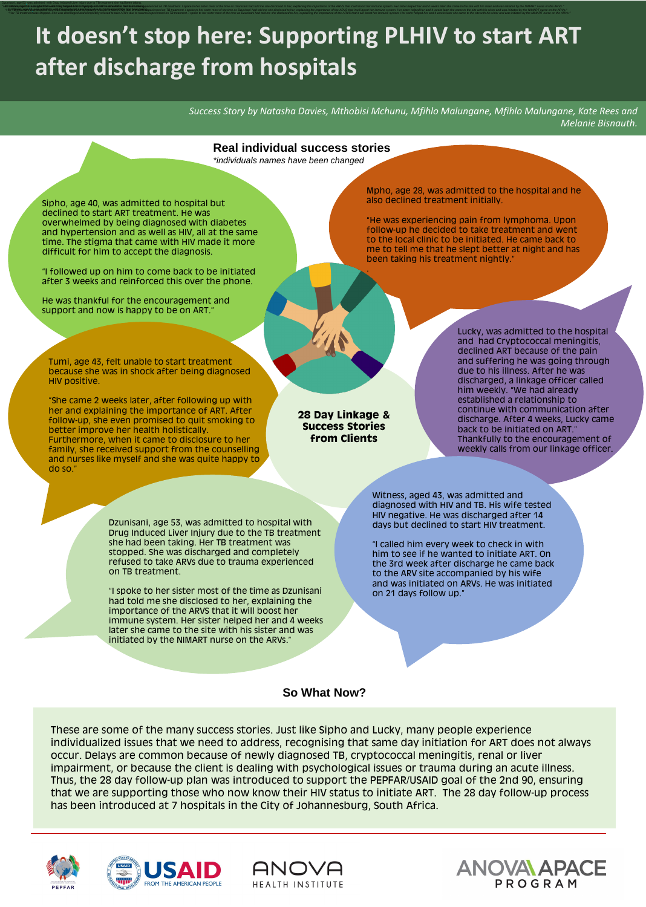# It doesn't stop here: Supporting PLHIV to start ART after discharge from hospitals

*Success Story by Natasha Davies, Mthobisi Mchunu, Mfihlo Malungane, Mfihlo Malungane, Kate Rees and Melanie Bisnauth.*

## Real individual success stories

*\*individuals names have been changed*

Sipho, age 40, was admitted to hospital but declined to start ART treatment. He was overwhelmed by being diagnosed with diabetes and hypertension and as well as HIV, all at the same time. The stigma that came with HIV made it more difficult for him to accept the diagnosis.

"I followed up on him to come back to be initiated after 3 weeks and reinforced this over the phone.

He was thankful for the encouragement and support and now is happy to be on ART."

Mpho, age 28, was admitted to the hospital and he also declined treatment initially.

"He was experiencing pain from lymphoma. Upon follow-up he decided to take treatment and went to the local clinic to be initiated. He came back to me to tell me that he slept better at night and has been taking his treatment nightly."

Lucky, was admitted to the hospital and had Cryptococcal meningitis, declined ART because of the pain and suffering he was going through due to his illness. After he was discharged, a linkage officer called him weekly. "We had already established a relationship to continue with communication after discharge. After 4 weeks, Lucky came back to be initiated on ART." Thankfully to the encouragement of weekly calls from our linkage officer.

Tumi, age 43, felt unable to start treatment because she was in shock after being diagnosed HIV positive.

"She came 2 weeks later, after following up with her and explaining the importance of ART. After follow-up, she even promised to quit smoking to better improve her health holistically. Furthermore, when it came to disclosure to her family, she received support from the counselling and nurses like myself and she was quite happy to do so."

**28 Day Linkage & Success Stories from Clients**

Witness, aged 43, was admitted and diagnosed with HIV and TB. His wife tested HIV negative. He was discharged after 14 days but declined to start HIV treatment.

"I called him every week to check in with him to see if he wanted to initiate ART. On the 3rd week after discharge he came back to the ARV site accompanied by his wife and was initiated on ARVs. He was initiated on 21 days follow up."

Dzunisani, age 53, was admitted to hospital with Drug Induced Liver Injury due to the TB treatment she had been taking. Her TB treatment was stopped. She was discharged and completely refused to take ARVs due to trauma experienced on TB treatment.

"I spoke to her sister most of the time as Dzunisani had told me she disclosed to her, explaining the importance of the ARVS that it will boost her immune system. Her sister helped her and 4 weeks later she came to the site with his sister and was initiated by the NIMART nurse on the ARVs."

## So What Now?

These are some of the many success stories. Just like Sipho and Lucky, many people experience individualized issues that we need to address, recognising that same day initiation for ART does not always occur. Delays are common because of newly diagnosed TB, cryptococcal meningitis, renal or liver impairment, or because the client is dealing with psychological issues or trauma during an acute illness. Thus, the 28 day follow-up plan was introduced to support the PEPFAR/USAID goal of the 2nd 90, ensuring that we are supporting those who now know their HIV status to initiate ART. The 28 day follow-up process has been introduced at 7 hospitals in the City of Johannesburg, South Africa.

PEPFAR | USAID FROM THE AMERICAN PEOPLE | ANOVA HEALTH INSTITUTE | ANOVA APACE PROGRAM